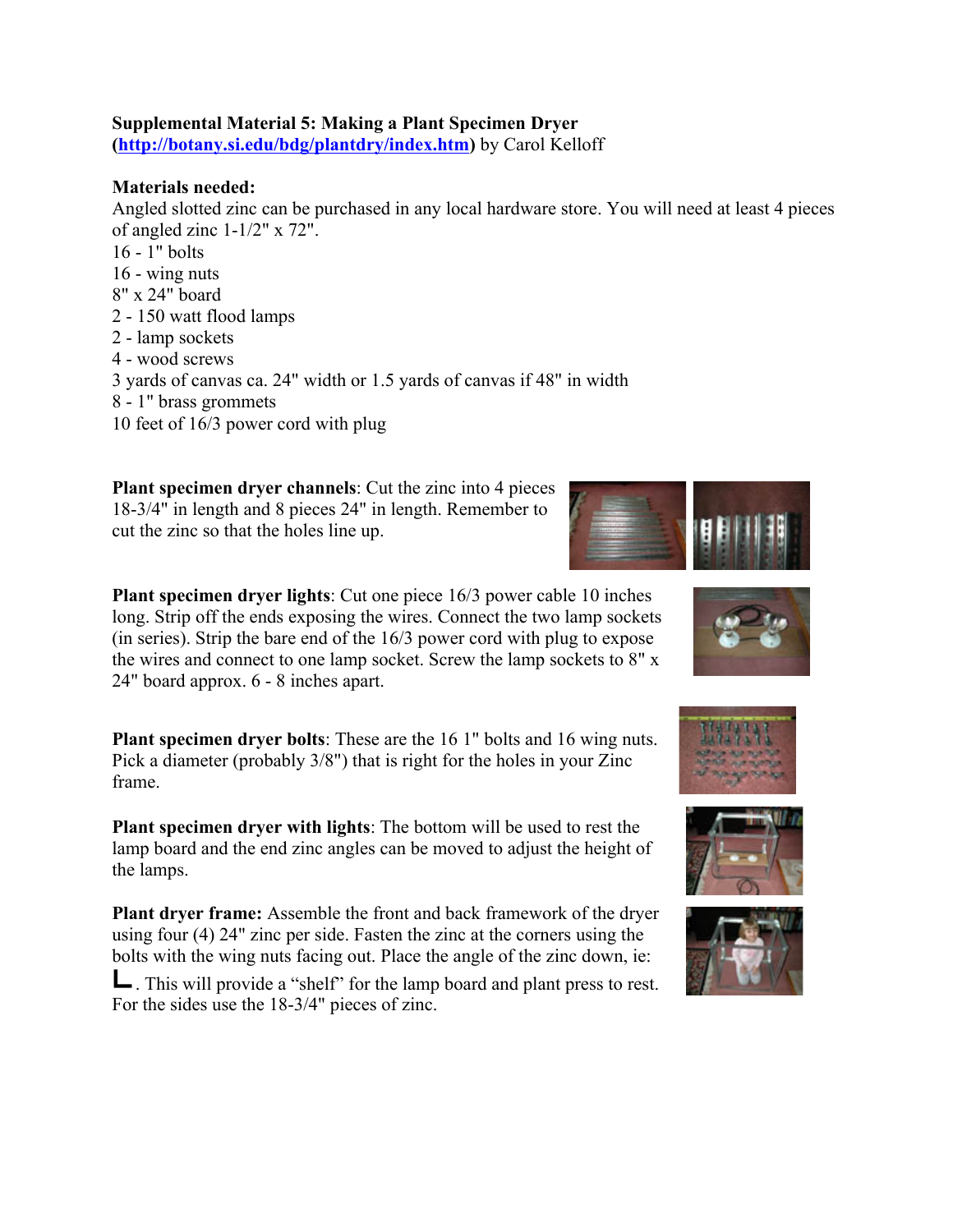**Supplemental Material 5: Making a Plant Specimen Dryer (http://botany.si.edu/bdg/plantdry/index.htm)** by Carol Kelloff

**Materials needed:**

Angled slotted zinc can be purchased in any local hardware store. You will need at least 4 pieces of angled zinc 1-1/2" x 72".

16 - 1" bolts
16 - wing nuts
8" x 24" board
2 - 150 watt flood lamps
2 - lamp sockets
4 - wood screws
3 yards of canvas ca. 24" width or 1.5 yards of canvas if 48" in width
8 - 1" brass grommets
10 feet of 16/3 power cord with plug

**Plant specimen dryer channels**: Cut the zinc into 4 pieces 18-3/4" in length and 8 pieces 24" in length. Remember to cut the zinc so that the holes line up.

**Plant specimen dryer lights**: Cut one piece 16/3 power cable 10 inches long. Strip off the ends exposing the wires. Connect the two lamp sockets (in series). Strip the bare end of the 16/3 power cord with plug to expose the wires and connect to one lamp socket. Screw the lamp sockets to 8" x 24" board approx. 6 - 8 inches apart.

**Plant specimen dryer bolts**: These are the 16 1" bolts and 16 wing nuts. Pick a diameter (probably 3/8") that is right for the holes in your Zinc frame.

**Plant specimen dryer with lights**: The bottom will be used to rest the lamp board and the end zinc angles can be moved to adjust the height of the lamps.

**Plant dryer frame:** Assemble the front and back framework of the dryer using four (4) 24" zinc per side. Fasten the zinc at the corners using the bolts with the wing nuts facing out. Place the angle of the zinc down, ie: **L**. This will provide a "shelf" for the lamp board and plant press to rest. For the sides use the 18-3/4" pieces of zinc.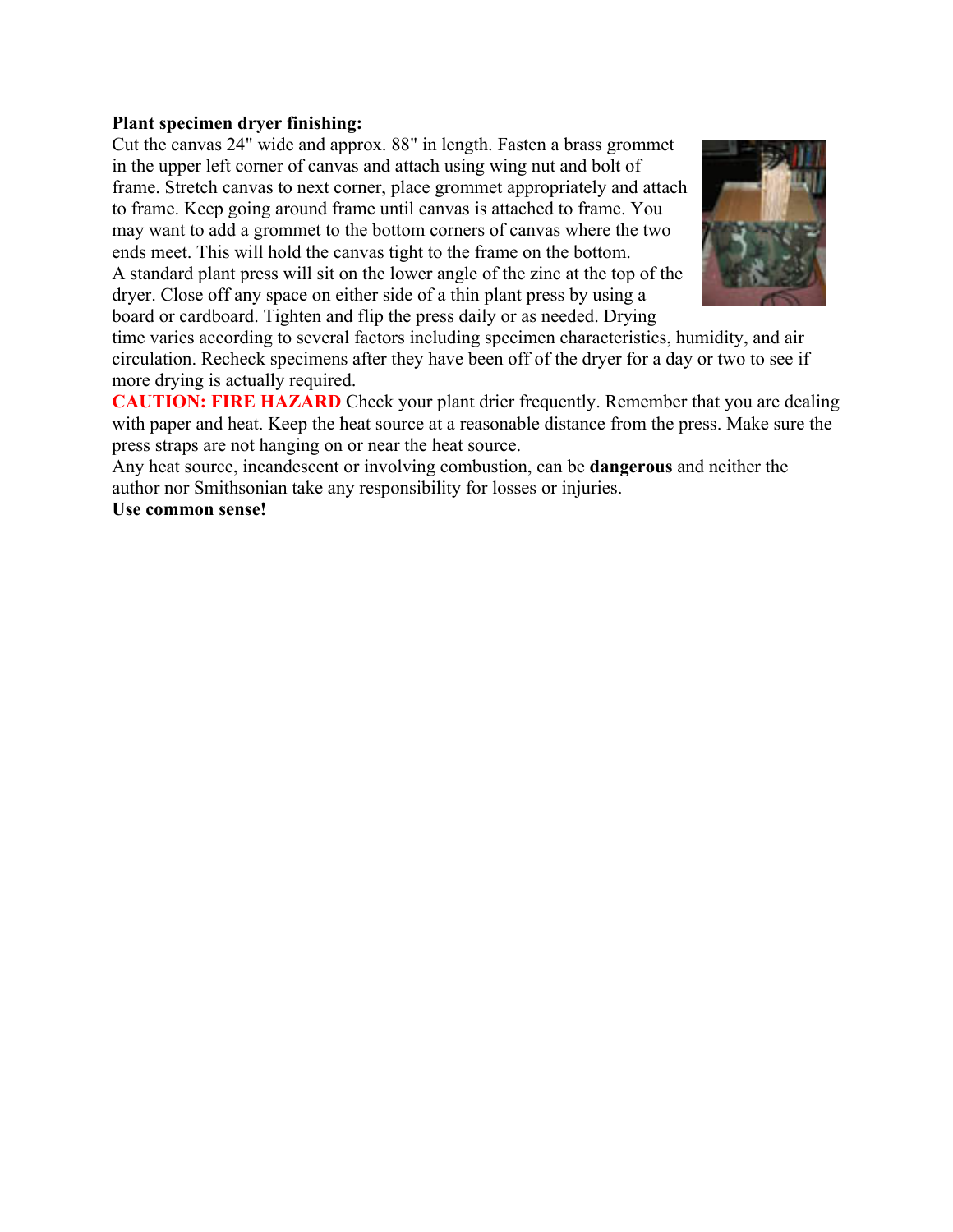**Plant specimen dryer finishing:**

Cut the canvas 24" wide and approx. 88" in length. Fasten a brass grommet in the upper left corner of canvas and attach using wing nut and bolt of frame. Stretch canvas to next corner, place grommet appropriately and attach to frame. Keep going around frame until canvas is attached to frame. You may want to add a grommet to the bottom corners of canvas where the two ends meet. This will hold the canvas tight to the frame on the bottom.

A standard plant press will sit on the lower angle of the zinc at the top of the dryer. Close off any space on either side of a thin plant press by using a board or cardboard. Tighten and flip the press daily or as needed. Drying time varies according to several factors including specimen characteristics, humidity, and air circulation. Recheck specimens after they have been off of the dryer for a day or two to see if more drying is actually required.

**CAUTION: FIRE HAZARD** Check your plant drier frequently. Remember that you are dealing with paper and heat. Keep the heat source at a reasonable distance from the press. Make sure the press straps are not hanging on or near the heat source.

Any heat source, incandescent or involving combustion, can be **dangerous** and neither the author nor Smithsonian take any responsibility for losses or injuries.

**Use common sense!**